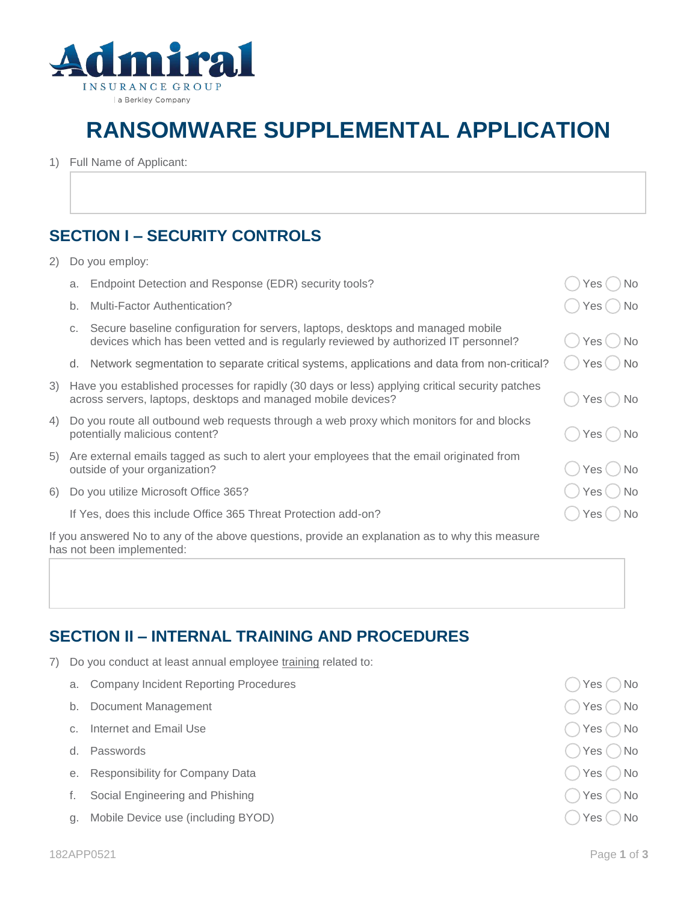Admiral
INSURANCE GROUP
a Berkley Company

# RANSOMWARE SUPPLEMENTAL APPLICATION

1) Full Name of Applicant:

## SECTION I – SECURITY CONTROLS

2) Do you employ:

   a. Endpoint Detection and Response (EDR) security tools? ◯ Yes ◯ No

   b. Multi-Factor Authentication? ◯ Yes ◯ No

   c. Secure baseline configuration for servers, laptops, desktops and managed mobile devices which has been vetted and is regularly reviewed by authorized IT personnel? ◯ Yes ◯ No

   d. Network segmentation to separate critical systems, applications and data from non-critical? ◯ Yes ◯ No

3) Have you established processes for rapidly (30 days or less) applying critical security patches across servers, laptops, desktops and managed mobile devices? ◯ Yes ◯ No

4) Do you route all outbound web requests through a web proxy which monitors for and blocks potentially malicious content? ◯ Yes ◯ No

5) Are external emails tagged as such to alert your employees that the email originated from outside of your organization? ◯ Yes ◯ No

6) Do you utilize Microsoft Office 365? ◯ Yes ◯ No

   If Yes, does this include Office 365 Threat Protection add-on? ◯ Yes ◯ No

If you answered No to any of the above questions, provide an explanation as to why this measure has not been implemented:

## SECTION II – INTERNAL TRAINING AND PROCEDURES

7) Do you conduct at least annual employee training related to:

   a. Company Incident Reporting Procedures ◯ Yes ◯ No

   b. Document Management ◯ Yes ◯ No

   c. Internet and Email Use ◯ Yes ◯ No

   d. Passwords ◯ Yes ◯ No

   e. Responsibility for Company Data ◯ Yes ◯ No

   f. Social Engineering and Phishing ◯ Yes ◯ No

   g. Mobile Device use (including BYOD) ◯ Yes ◯ No

182APP0521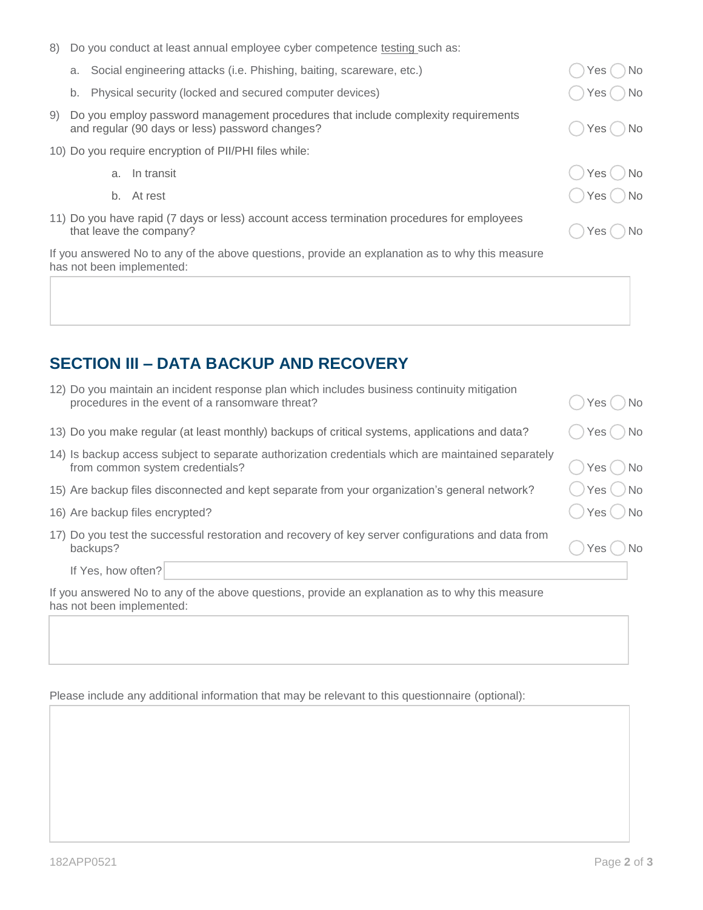8) Do you conduct at least annual employee cyber competence testing such as:

   a. Social engineering attacks (i.e. Phishing, baiting, scareware, etc.) ◯ Yes ◯ No

   b. Physical security (locked and secured computer devices) ◯ Yes ◯ No

9) Do you employ password management procedures that include complexity requirements and regular (90 days or less) password changes? ◯ Yes ◯ No

10) Do you require encryption of PII/PHI files while:

   a. In transit ◯ Yes ◯ No

   b. At rest ◯ Yes ◯ No

11) Do you have rapid (7 days or less) account access termination procedures for employees that leave the company? ◯ Yes ◯ No

If you answered No to any of the above questions, provide an explanation as to why this measure has not been implemented:

## SECTION III – DATA BACKUP AND RECOVERY

12) Do you maintain an incident response plan which includes business continuity mitigation procedures in the event of a ransomware threat? ◯ Yes ◯ No

13) Do you make regular (at least monthly) backups of critical systems, applications and data? ◯ Yes ◯ No

14) Is backup access subject to separate authorization credentials which are maintained separately from common system credentials? ◯ Yes ◯ No

15) Are backup files disconnected and kept separate from your organization's general network? ◯ Yes ◯ No

16) Are backup files encrypted? ◯ Yes ◯ No

17) Do you test the successful restoration and recovery of key server configurations and data from backups? ◯ Yes ◯ No

    If Yes, how often?

If you answered No to any of the above questions, provide an explanation as to why this measure has not been implemented:

Please include any additional information that may be relevant to this questionnaire (optional):

182APP0521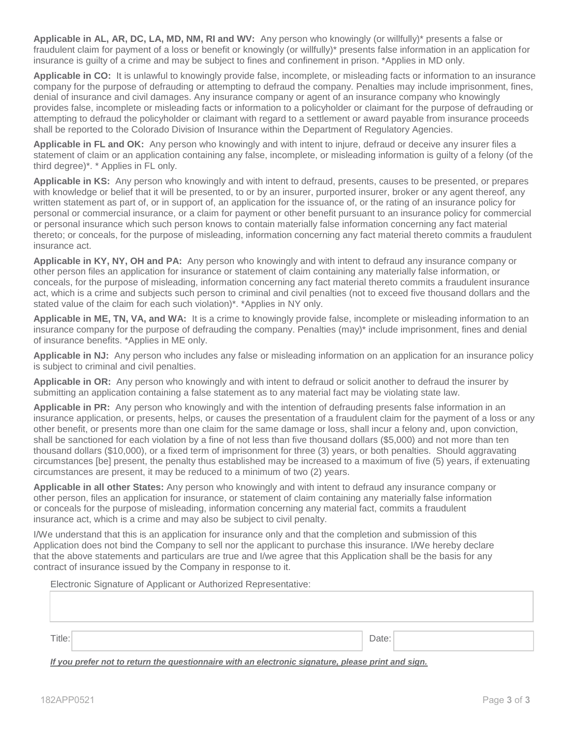**Applicable in AL, AR, DC, LA, MD, NM, RI and WV:** Any person who knowingly (or willfully)* presents a false or fraudulent claim for payment of a loss or benefit or knowingly (or willfully)* presents false information in an application for insurance is guilty of a crime and may be subject to fines and confinement in prison. *Applies in MD only.

**Applicable in CO:** It is unlawful to knowingly provide false, incomplete, or misleading facts or information to an insurance company for the purpose of defrauding or attempting to defraud the company. Penalties may include imprisonment, fines, denial of insurance and civil damages. Any insurance company or agent of an insurance company who knowingly provides false, incomplete or misleading facts or information to a policyholder or claimant for the purpose of defrauding or attempting to defraud the policyholder or claimant with regard to a settlement or award payable from insurance proceeds shall be reported to the Colorado Division of Insurance within the Department of Regulatory Agencies.

**Applicable in FL and OK:** Any person who knowingly and with intent to injure, defraud or deceive any insurer files a statement of claim or an application containing any false, incomplete, or misleading information is guilty of a felony (of the third degree)*. * Applies in FL only.

**Applicable in KS:** Any person who knowingly and with intent to defraud, presents, causes to be presented, or prepares with knowledge or belief that it will be presented, to or by an insurer, purported insurer, broker or any agent thereof, any written statement as part of, or in support of, an application for the issuance of, or the rating of an insurance policy for personal or commercial insurance, or a claim for payment or other benefit pursuant to an insurance policy for commercial or personal insurance which such person knows to contain materially false information concerning any fact material thereto; or conceals, for the purpose of misleading, information concerning any fact material thereto commits a fraudulent insurance act.

**Applicable in KY, NY, OH and PA:** Any person who knowingly and with intent to defraud any insurance company or other person files an application for insurance or statement of claim containing any materially false information, or conceals, for the purpose of misleading, information concerning any fact material thereto commits a fraudulent insurance act, which is a crime and subjects such person to criminal and civil penalties (not to exceed five thousand dollars and the stated value of the claim for each such violation)*. *Applies in NY only.

**Applicable in ME, TN, VA, and WA:** It is a crime to knowingly provide false, incomplete or misleading information to an insurance company for the purpose of defrauding the company. Penalties (may)* include imprisonment, fines and denial of insurance benefits. *Applies in ME only.

**Applicable in NJ:** Any person who includes any false or misleading information on an application for an insurance policy is subject to criminal and civil penalties.

**Applicable in OR:** Any person who knowingly and with intent to defraud or solicit another to defraud the insurer by submitting an application containing a false statement as to any material fact may be violating state law.

**Applicable in PR:** Any person who knowingly and with the intention of defrauding presents false information in an insurance application, or presents, helps, or causes the presentation of a fraudulent claim for the payment of a loss or any other benefit, or presents more than one claim for the same damage or loss, shall incur a felony and, upon conviction, shall be sanctioned for each violation by a fine of not less than five thousand dollars ($5,000) and not more than ten thousand dollars ($10,000), or a fixed term of imprisonment for three (3) years, or both penalties. Should aggravating circumstances [be] present, the penalty thus established may be increased to a maximum of five (5) years, if extenuating circumstances are present, it may be reduced to a minimum of two (2) years.

**Applicable in all other States:** Any person who knowingly and with intent to defraud any insurance company or other person, files an application for insurance, or statement of claim containing any materially false information or conceals for the purpose of misleading, information concerning any material fact, commits a fraudulent insurance act, which is a crime and may also be subject to civil penalty.

I/We understand that this is an application for insurance only and that the completion and submission of this Application does not bind the Company to sell nor the applicant to purchase this insurance. I/We hereby declare that the above statements and particulars are true and I/we agree that this Application shall be the basis for any contract of insurance issued by the Company in response to it.

Electronic Signature of Applicant or Authorized Representative:

Title: ______________________ Date: ______________

***If you prefer not to return the questionnaire with an electronic signature, please print and sign.***

182APP0521